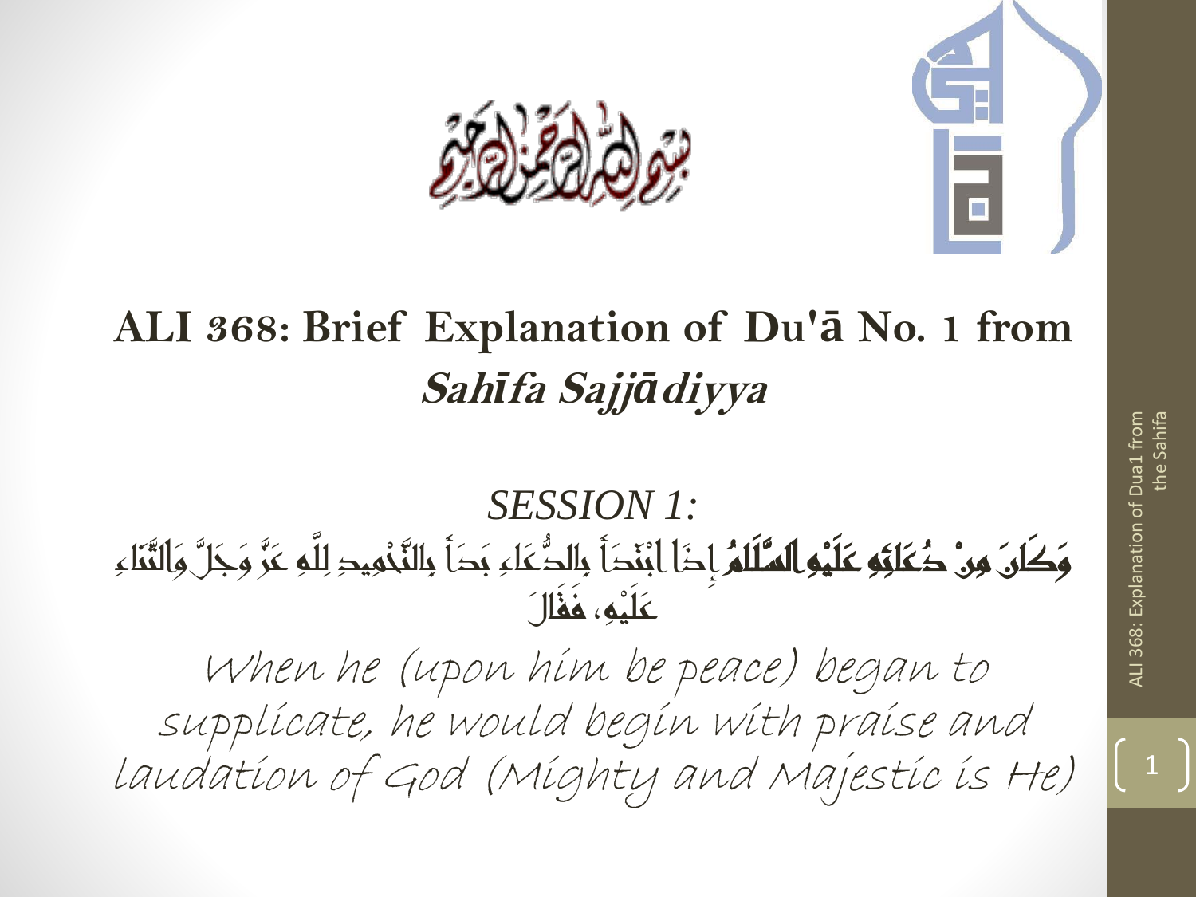# ALI 368: Brief Explanation of Du'ā No. 1 from *Sahīfa Sajjādiyya*

*SESSION 1:*

**وَكَانَ مِنْ دُعَائِهِ عَلَيْهِ السَّلَامُ** إِذَا ابْتَدَأَ بِالدُّعَاءِ بَدَأَ بِالتَّحْمِيدِ لِلَّهِ عَزَّ وَجَلَّ وَالثَّنَاءِ عَلَيْهِ، فَقَالَ

*When he (upon him be peace) began to supplicate, he would begin with praise and laudation of God (Mighty and Majestic is He)*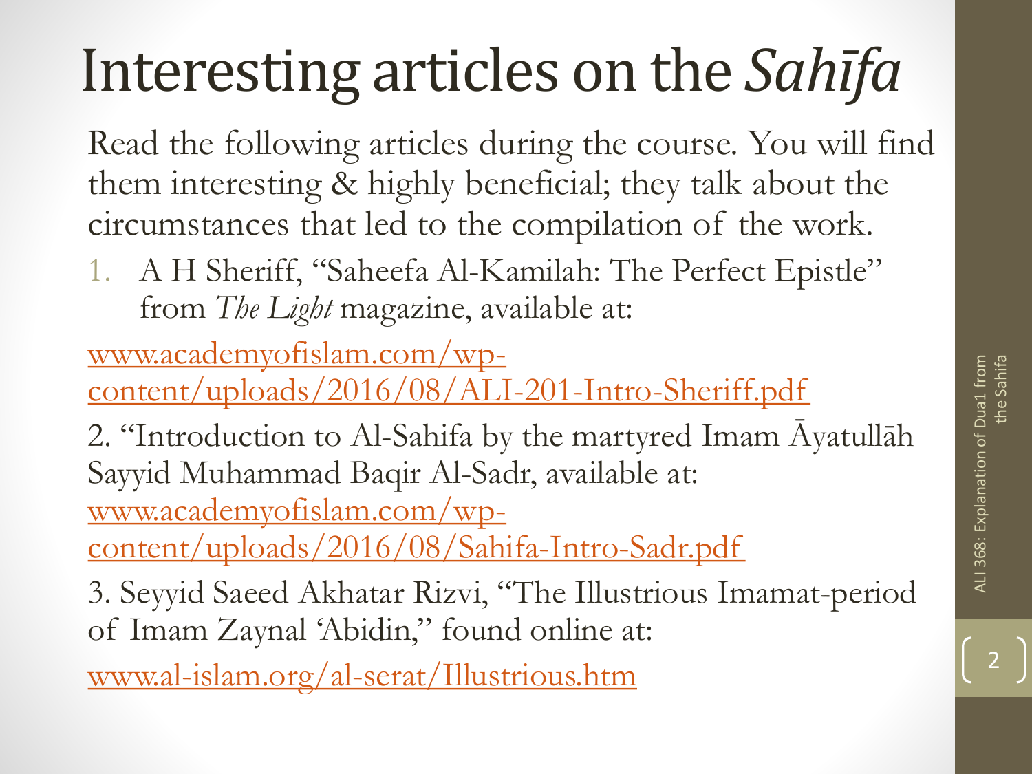# Interesting articles on the *Sahīfa*

Read the following articles during the course. You will find them interesting & highly beneficial; they talk about the circumstances that led to the compilation of the work.

1. A H Sheriff, "Saheefa Al-Kamilah: The Perfect Epistle" from *The Light* magazine, available at:

www.academyofislam.com/wp-content/uploads/2016/08/ALI-201-Intro-Sheriff.pdf

2. "Introduction to Al-Sahifa by the martyred Imam Āyatullāh Sayyid Muhammad Baqir Al-Sadr, available at: www.academyofislam.com/wp-content/uploads/2016/08/Sahifa-Intro-Sadr.pdf

3. Seyyid Saeed Akhatar Rizvi, "The Illustrious Imamat-period of Imam Zaynal 'Abidin," found online at:

www.al-islam.org/al-serat/Illustrious.htm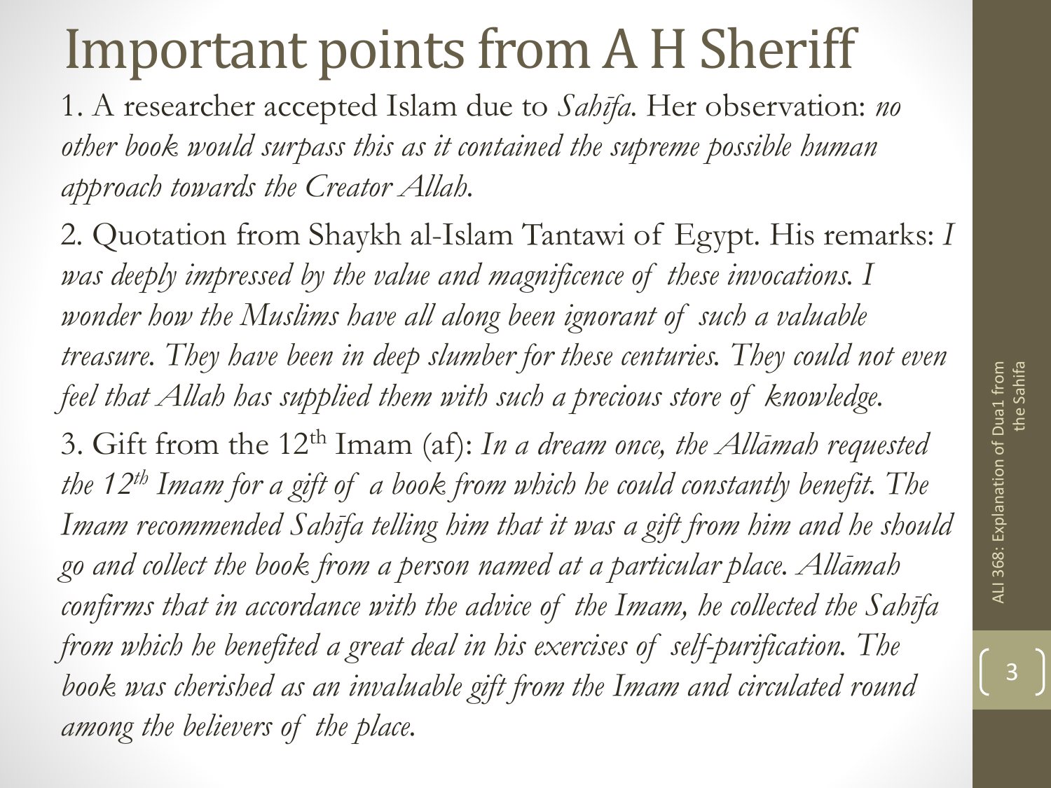# Important points from A H Sheriff

1. A researcher accepted Islam due to *Sahīfa*. Her observation: *no other book would surpass this as it contained the supreme possible human approach towards the Creator Allah.*

2. Quotation from Shaykh al-Islam Tantawi of Egypt. His remarks: *I was deeply impressed by the value and magnificence of these invocations. I wonder how the Muslims have all along been ignorant of such a valuable treasure. They have been in deep slumber for these centuries. They could not even feel that Allah has supplied them with such a precious store of knowledge.*

3. Gift from the 12th Imam (af): *In a dream once, the Allāmah requested the 12th Imam for a gift of a book from which he could constantly benefit. The Imam recommended Sahīfa telling him that it was a gift from him and he should go and collect the book from a person named at a particular place. Allāmah confirms that in accordance with the advice of the Imam, he collected the Sahīfa from which he benefited a great deal in his exercises of self-purification. The book was cherished as an invaluable gift from the Imam and circulated round among the believers of the place.*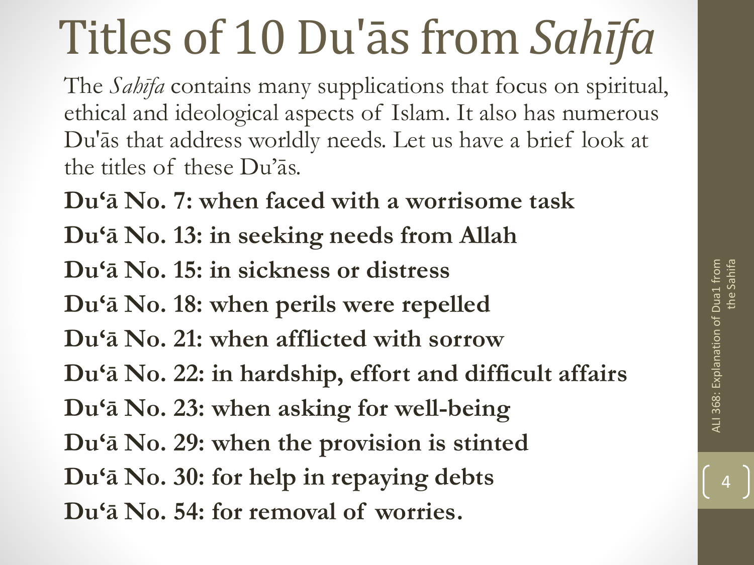# Titles of 10 Du'ās from *Sahīfa*

The *Sahīfa* contains many supplications that focus on spiritual, ethical and ideological aspects of Islam. It also has numerous Du'ās that address worldly needs. Let us have a brief look at the titles of these Du'ās.

**Du'ā No. 7: when faced with a worrisome task**

**Du'ā No. 13: in seeking needs from Allah**

**Du'ā No. 15: in sickness or distress**

**Du'ā No. 18: when perils were repelled**

**Du'ā No. 21: when afflicted with sorrow**

**Du'ā No. 22: in hardship, effort and difficult affairs**

**Du'ā No. 23: when asking for well-being**

**Du'ā No. 29: when the provision is stinted**

**Du'ā No. 30: for help in repaying debts**

**Du'ā No. 54: for removal of worries.**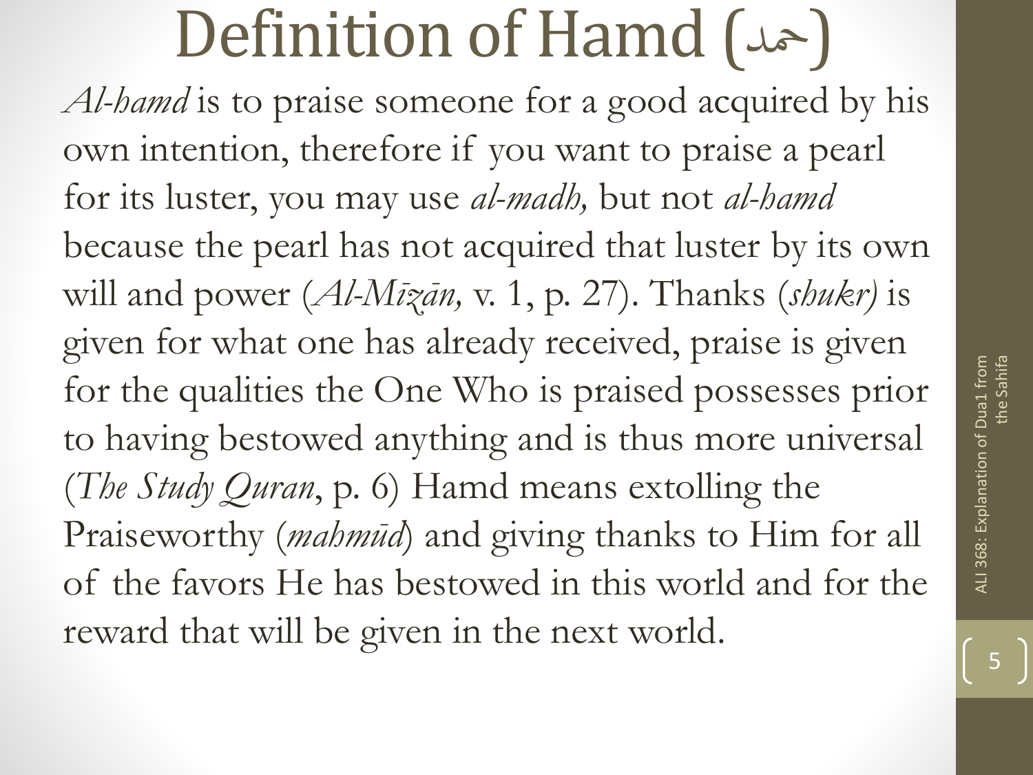# Definition of Hamd (حمد)

*Al-hamd* is to praise someone for a good acquired by his own intention, therefore if you want to praise a pearl for its luster, you may use *al-madh,* but not *al-hamd* because the pearl has not acquired that luster by its own will and power (*Al-Mīzān,* v. 1, p. 27). Thanks (*shukr)* is given for what one has already received, praise is given for the qualities the One Who is praised possesses prior to having bestowed anything and is thus more universal (*The Study Quran*, p. 6) Hamd means extolling the Praiseworthy (*mahmūd*) and giving thanks to Him for all of the favors He has bestowed in this world and for the reward that will be given in the next world.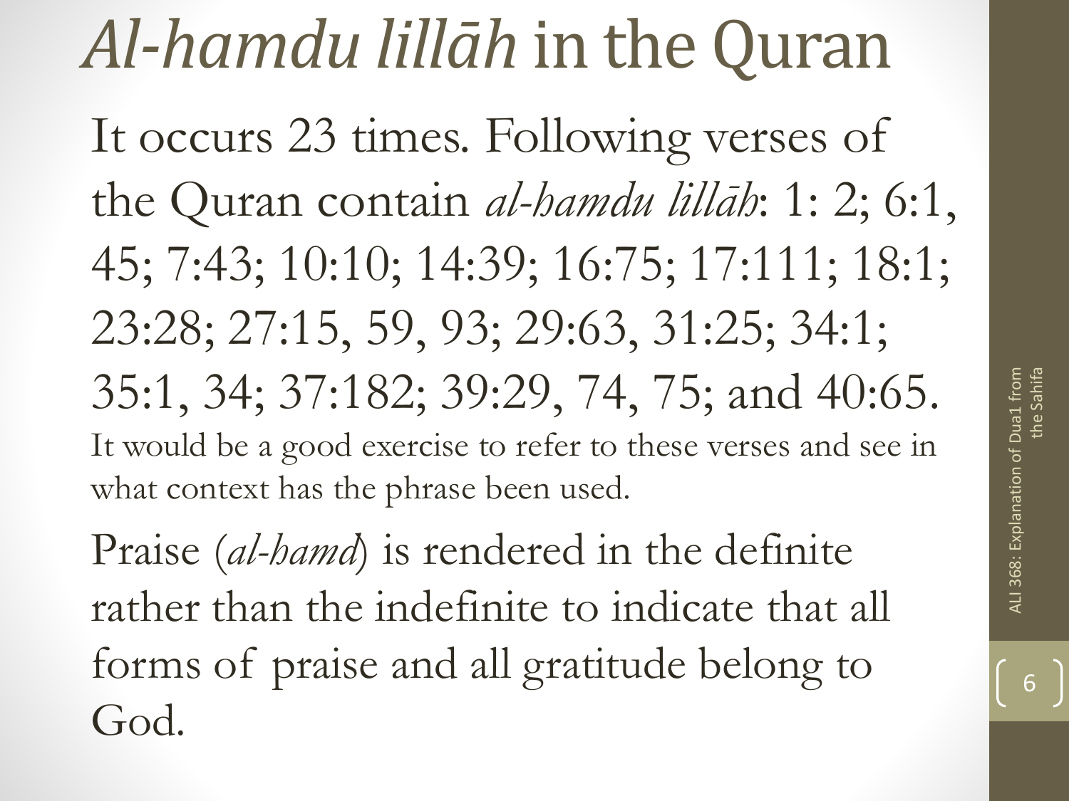# *Al-hamdu lillāh* in the Quran

It occurs 23 times. Following verses of the Quran contain *al-hamdu lillāh*: 1: 2; 6:1, 45; 7:43; 10:10; 14:39; 16:75; 17:111; 18:1; 23:28; 27:15, 59, 93; 29:63, 31:25; 34:1; 35:1, 34; 37:182; 39:29, 74, 75; and 40:65.

It would be a good exercise to refer to these verses and see in what context has the phrase been used.

Praise (*al-hamd*) is rendered in the definite rather than the indefinite to indicate that all forms of praise and all gratitude belong to God.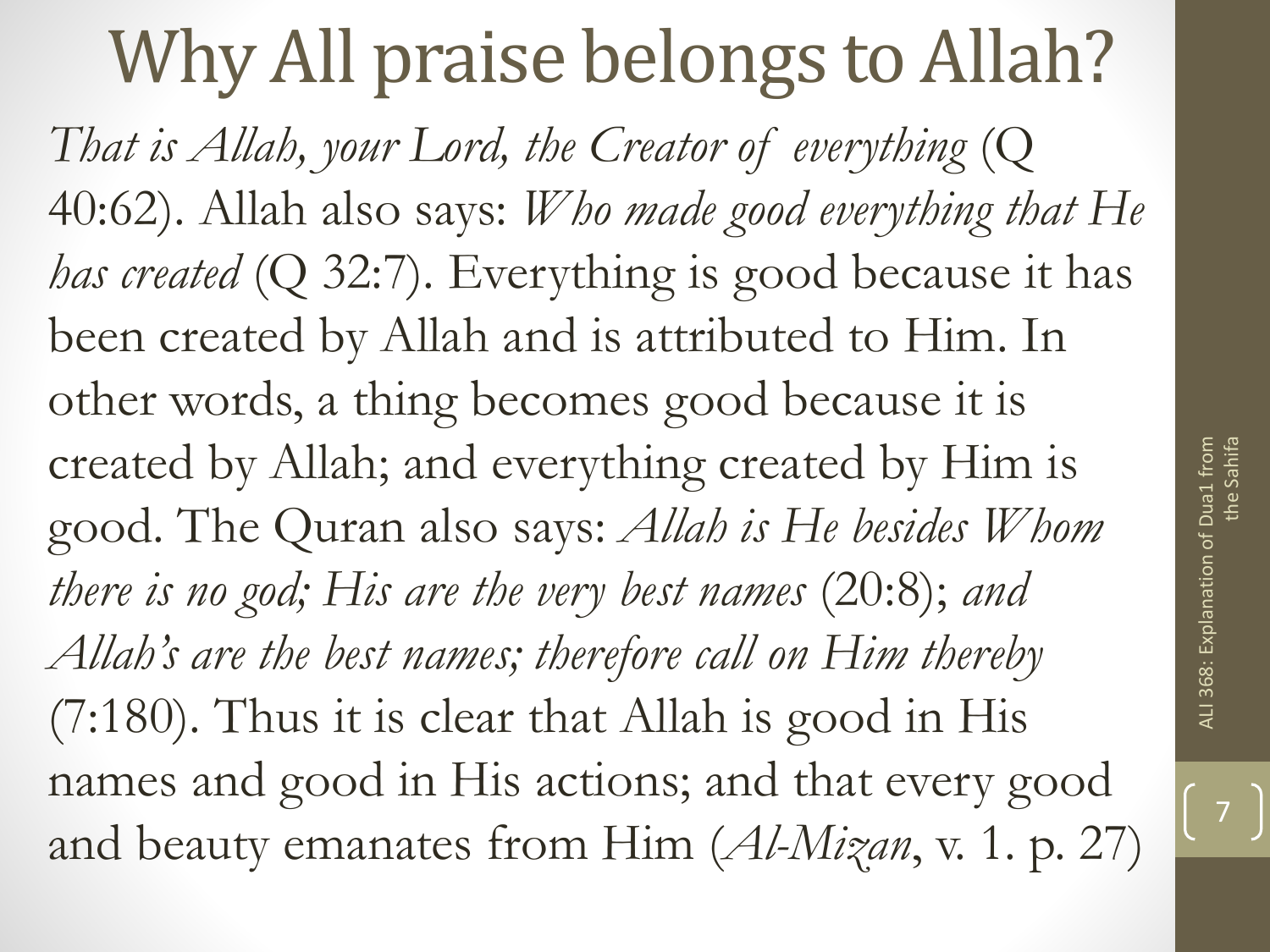# Why All praise belongs to Allah?

*That is Allah, your Lord, the Creator of everything* (Q 40:62). Allah also says: *Who made good everything that He has created* (Q 32:7). Everything is good because it has been created by Allah and is attributed to Him. In other words, a thing becomes good because it is created by Allah; and everything created by Him is good. The Quran also says: *Allah is He besides Whom there is no god; His are the very best names* (20:8); *and Allah's are the best names; therefore call on Him thereby* (7:180). Thus it is clear that Allah is good in His names and good in His actions; and that every good and beauty emanates from Him (*Al-Mizan*, v. 1. p. 27)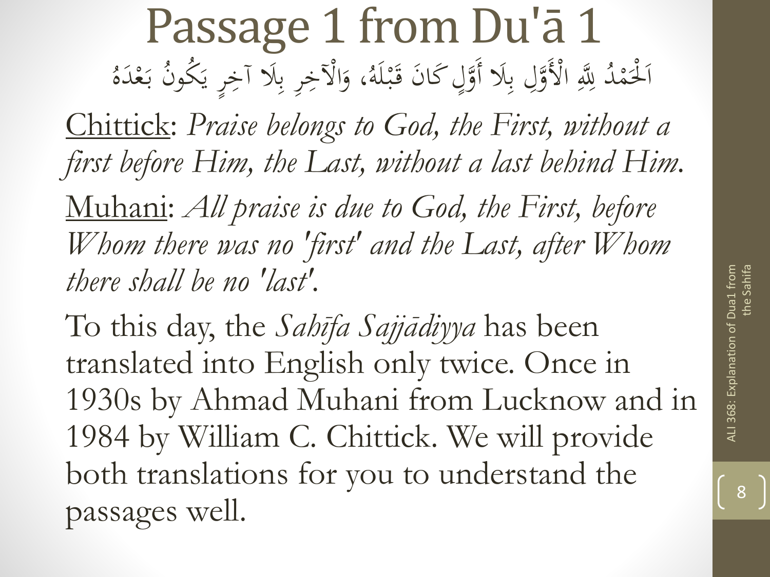# Passage 1 from Du'ā 1

اَلْحَمْدُ لِلَّهِ الْأَوَّلِ بِلَا أَوَّلٍ كَانَ قَبْلَهُ، وَالْآخِرِ بِلَا آخِرٍ يَكُونُ بَعْدَهُ

Chittick: *Praise belongs to God, the First, without a first before Him, the Last, without a last behind Him.*

Muhani: *All praise is due to God, the First, before Whom there was no 'first' and the Last, after Whom there shall be no 'last'.*

To this day, the *Sahīfa Sajjādiyya* has been translated into English only twice. Once in 1930s by Ahmad Muhani from Lucknow and in 1984 by William C. Chittick. We will provide both translations for you to understand the passages well.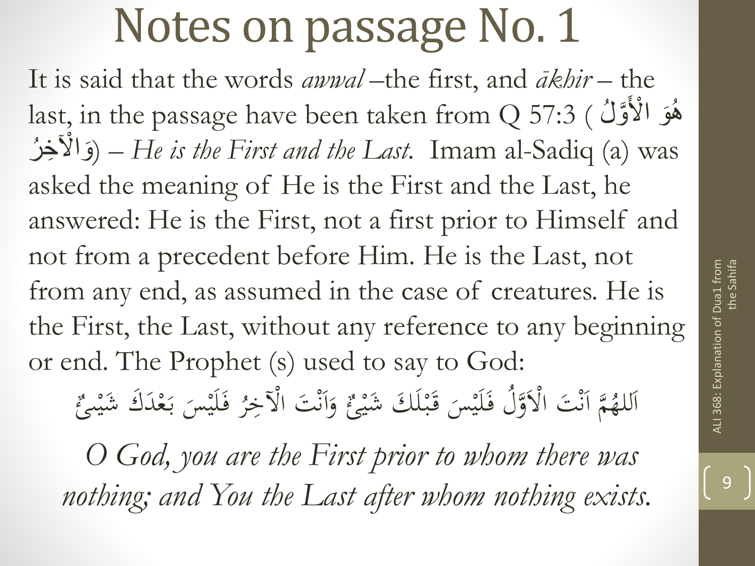# Notes on passage No. 1

It is said that the words *awwal* –the first, and *ākhir* – the last, in the passage have been taken from Q 57:3 ( هُوَ الْأَوَّلُ وَالْآخِرُ) – *He is the First and the Last.* Imam al-Sadiq (a) was asked the meaning of He is the First and the Last, he answered: He is the First, not a first prior to Himself and not from a precedent before Him. He is the Last, not from any end, as assumed in the case of creatures. He is the First, the Last, without any reference to any beginning or end. The Prophet (s) used to say to God:

اَللهُمَّ اَنْتَ الْاَوَّلُ فَلَيْسَ قَبْلَكَ شَيْئٌ وَاَنْتَ الْآخِرُ فَلَيْسَ بَعْدَكَ شَيْئٌ

*O God, you are the First prior to whom there was nothing; and You the Last after whom nothing exists.*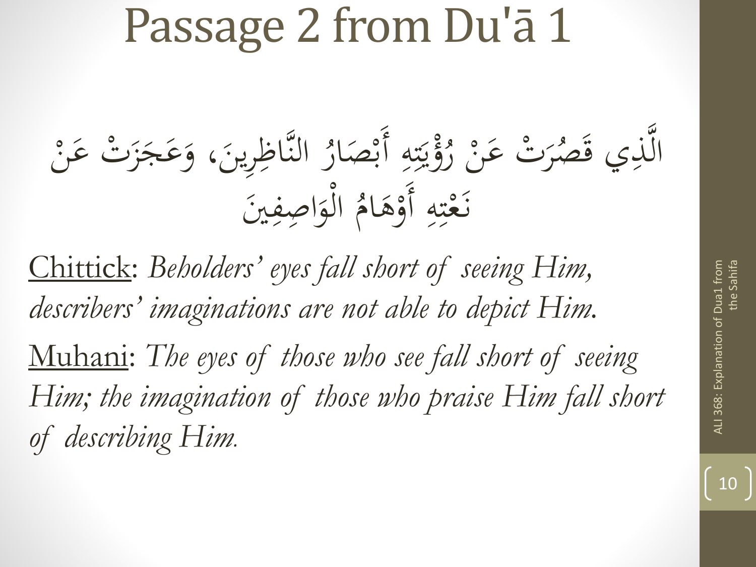# Passage 2 from Du'ā 1

الَّذِي قَصُرَتْ عَنْ رُؤْيَتِهِ أَبْصَارُ النَّاظِرِينَ، وَعَجَزَتْ عَنْ نَعْتِهِ أَوْهَامُ الْوَاصِفِينَ

Chittick: *Beholders' eyes fall short of seeing Him, describers' imaginations are not able to depict Him.*

Muhani: *The eyes of those who see fall short of seeing Him; the imagination of those who praise Him fall short of describing Him.*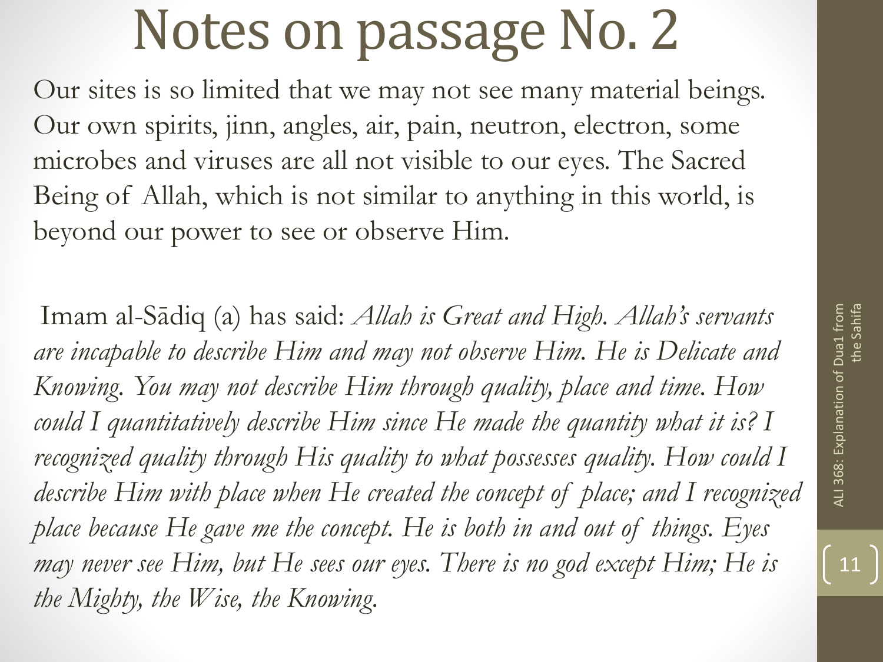# Notes on passage No. 2

Our sites is so limited that we may not see many material beings. Our own spirits, jinn, angles, air, pain, neutron, electron, some microbes and viruses are all not visible to our eyes. The Sacred Being of Allah, which is not similar to anything in this world, is beyond our power to see or observe Him.

Imam al-Sādiq (a) has said: *Allah is Great and High. Allah's servants are incapable to describe Him and may not observe Him. He is Delicate and Knowing. You may not describe Him through quality, place and time. How could I quantitatively describe Him since He made the quantity what it is? I recognized quality through His quality to what possesses quality. How could I describe Him with place when He created the concept of place; and I recognized place because He gave me the concept. He is both in and out of things. Eyes may never see Him, but He sees our eyes. There is no god except Him; He is the Mighty, the Wise, the Knowing.*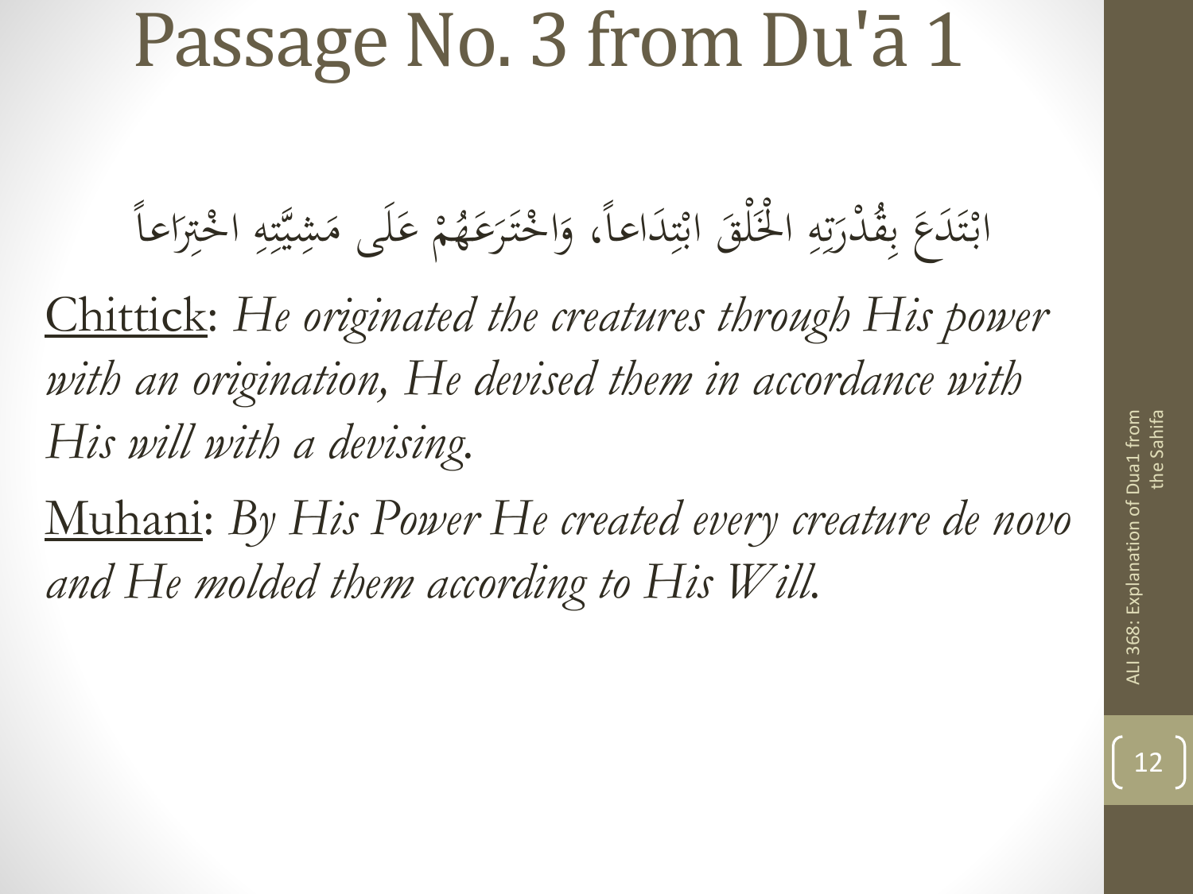# Passage No. 3 from Du'ā 1

ابْتَدَعَ بِقُدْرَتِهِ الْخَلْقَ ابْتِدَاعاً، وَاخْتَرَعَهُمْ عَلَى مَشِيَّتِهِ اخْتِرَاعاً

Chittick: *He originated the creatures through His power with an origination, He devised them in accordance with His will with a devising.*

Muhani: *By His Power He created every creature de novo and He molded them according to His Will.*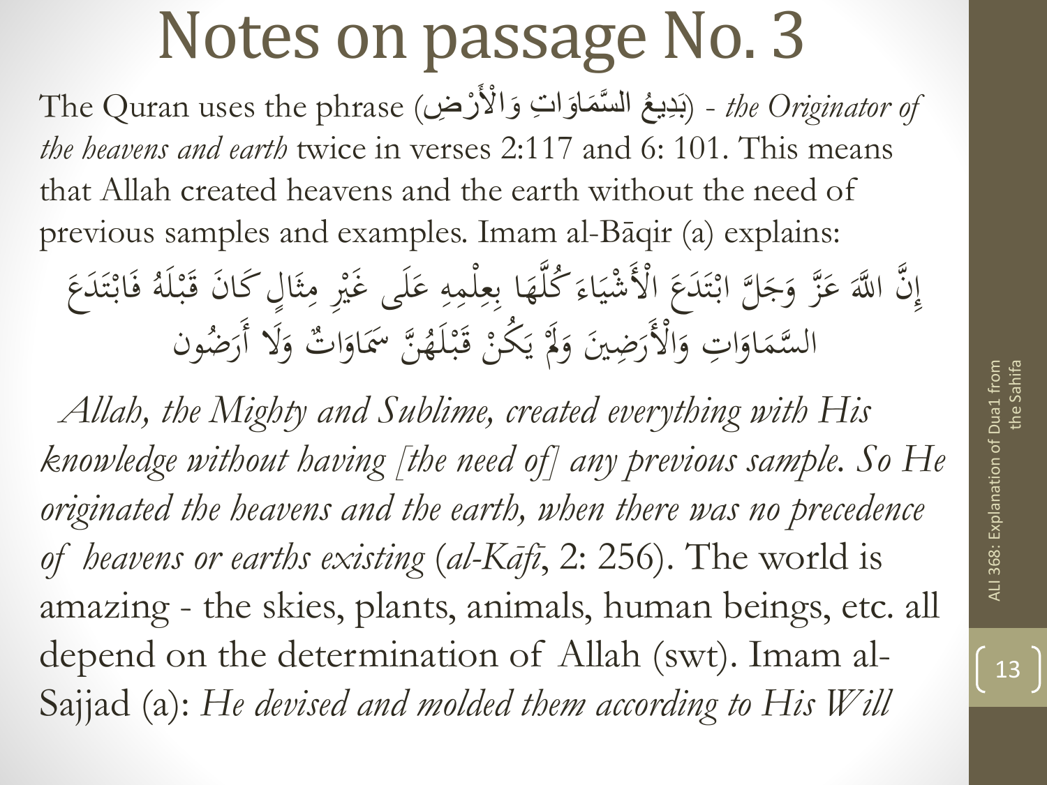# Notes on passage No. 3

The Quran uses the phrase (بَدِيعُ السَّمَاوَاتِ وَالْأَرْضِ) - *the Originator of the heavens and earth* twice in verses 2:117 and 6: 101. This means that Allah created heavens and the earth without the need of previous samples and examples. Imam al-Bāqir (a) explains:

إِنَّ اللَّهَ عَزَّ وَجَلَّ ابْتَدَعَ الْأَشْيَاءَ كُلَّهَا بِعِلْمِهِ عَلَى غَيْرِ مِثَالٍ كَانَ قَبْلَهُ فَابْتَدَعَ السَّمَاوَاتِ وَالْأَرَضِينَ وَلَمْ يَكُنْ قَبْلَهُنَّ سَمَاوَاتٌ وَلَا أَرَضُون

*Allah, the Mighty and Sublime, created everything with His knowledge without having [the need of] any previous sample. So He originated the heavens and the earth, when there was no precedence of heavens or earths existing* (*al-Kāfī*, 2: 256). The world is amazing - the skies, plants, animals, human beings, etc. all depend on the determination of Allah (swt). Imam al-Sajjad (a): *He devised and molded them according to His Will*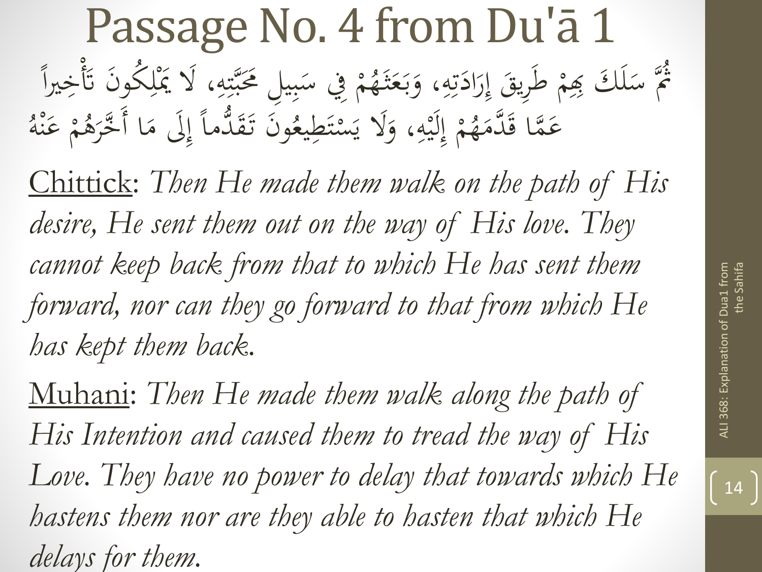# Passage No. 4 from Du'ā 1

ثُمَّ سَلَكَ بِهِمْ طَرِيقَ إِرَادَتِهِ، وَبَعَثَهُمْ فِي سَبِيلِ مَحَبَّتِهِ، لَا يَمْلِكُونَ تَأْخِيراً عَمَّا قَدَّمَهُمْ إِلَيْهِ، وَلَا يَسْتَطِيعُونَ تَقَدُّماً إِلَى مَا أَخَّرَهُمْ عَنْهُ

Chittick: *Then He made them walk on the path of His desire, He sent them out on the way of His love. They cannot keep back from that to which He has sent them forward, nor can they go forward to that from which He has kept them back.*

Muhani: *Then He made them walk along the path of His Intention and caused them to tread the way of His Love. They have no power to delay that towards which He hastens them nor are they able to hasten that which He delays for them.*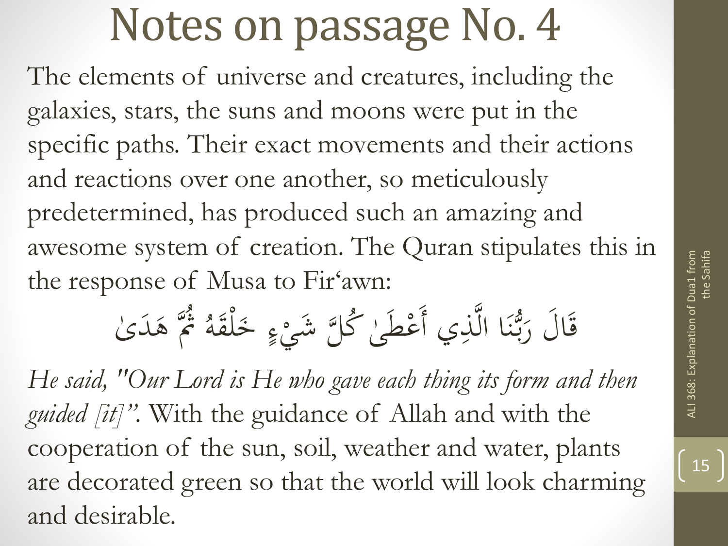# Notes on passage No. 4

The elements of universe and creatures, including the galaxies, stars, the suns and moons were put in the specific paths. Their exact movements and their actions and reactions over one another, so meticulously predetermined, has produced such an amazing and awesome system of creation. The Quran stipulates this in the response of Musa to Fir'awn:

قَالَ رَبُّنَا الَّذِي أَعْطَىٰ كُلَّ شَيْءٍ خَلْقَهُ ثُمَّ هَدَىٰ

*He said, "Our Lord is He who gave each thing its form and then guided [it]".* With the guidance of Allah and with the cooperation of the sun, soil, weather and water, plants are decorated green so that the world will look charming and desirable.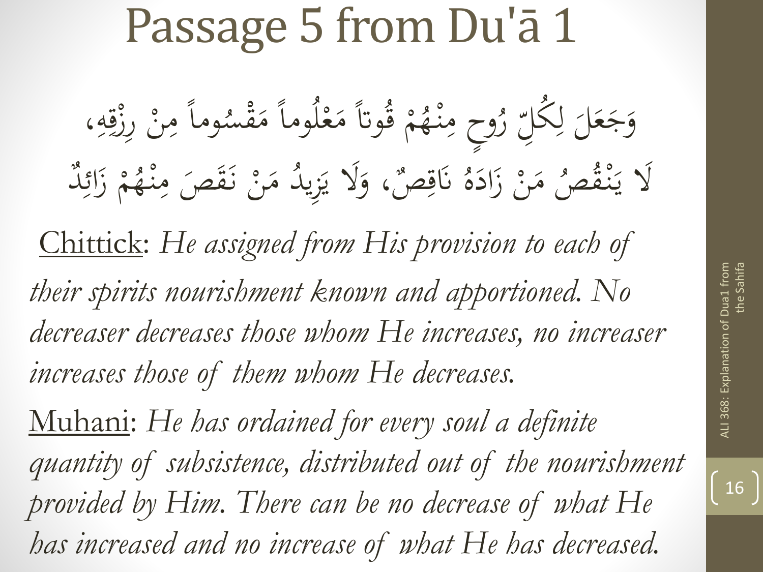# Passage 5 from Du'ā 1

وَجَعَلَ لِكُلِّ رُوحٍ مِنْهُمْ قُوتاً مَعْلُوماً مَقْسُوماً مِنْ رِزْقِهِ،

لَا يَنْقُصُ مَنْ زَادَهُ نَاقِصٌ، وَلَا يَزِيدُ مَنْ نَقَصَ مِنْهُمْ زَائِدٌ

Chittick: *He assigned from His provision to each of their spirits nourishment known and apportioned. No decreaser decreases those whom He increases, no increaser increases those of them whom He decreases.*

Muhani: *He has ordained for every soul a definite quantity of subsistence, distributed out of the nourishment provided by Him. There can be no decrease of what He has increased and no increase of what He has decreased.*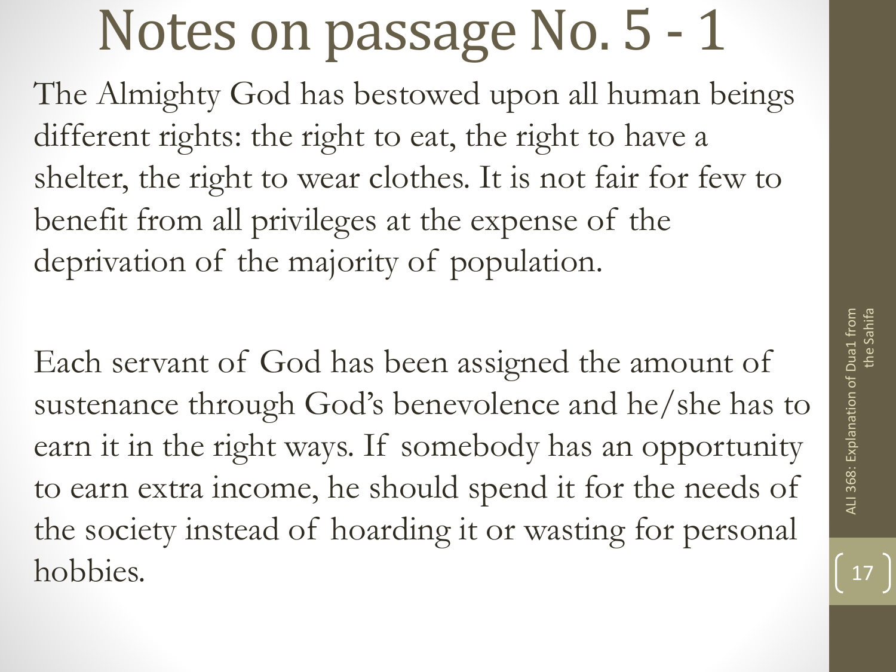# Notes on passage No. 5 - 1

The Almighty God has bestowed upon all human beings different rights: the right to eat, the right to have a shelter, the right to wear clothes. It is not fair for few to benefit from all privileges at the expense of the deprivation of the majority of population.

Each servant of God has been assigned the amount of sustenance through God's benevolence and he/she has to earn it in the right ways. If somebody has an opportunity to earn extra income, he should spend it for the needs of the society instead of hoarding it or wasting for personal hobbies.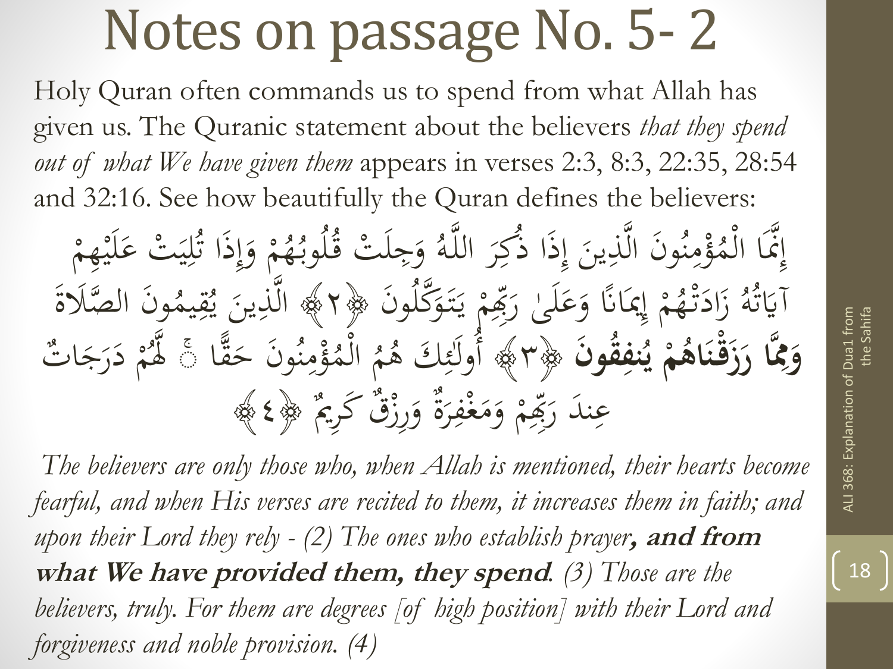# Notes on passage No. 5- 2

Holy Quran often commands us to spend from what Allah has given us. The Quranic statement about the believers *that they spend out of what We have given them* appears in verses 2:3, 8:3, 22:35, 28:54 and 32:16. See how beautifully the Quran defines the believers:

إِنَّمَا الْمُؤْمِنُونَ الَّذِينَ إِذَا ذُكِرَ اللَّهُ وَجِلَتْ قُلُوبُهُمْ وَإِذَا تُلِيَتْ عَلَيْهِمْ آيَاتُهُ زَادَتْهُمْ إِيمَانًا وَعَلَىٰ رَبِّهِمْ يَتَوَكَّلُونَ ﴿٢﴾ الَّذِينَ يُقِيمُونَ الصَّلَاةَ **وَمِمَّا رَزَقْنَاهُمْ يُنفِقُونَ** ﴿٣﴾ أُولَٰئِكَ هُمُ الْمُؤْمِنُونَ حَقًّا ۚ لَّهُمْ دَرَجَاتٌ عِندَ رَبِّهِمْ وَمَغْفِرَةٌ وَرِزْقٌ كَرِيمٌ ﴿٤﴾

*The believers are only those who, when Allah is mentioned, their hearts become fearful, and when His verses are recited to them, it increases them in faith; and upon their Lord they rely - (2) The ones who establish prayer,* ***and from what We have provided them, they spend****. (3) Those are the believers, truly. For them are degrees [of high position] with their Lord and forgiveness and noble provision. (4)*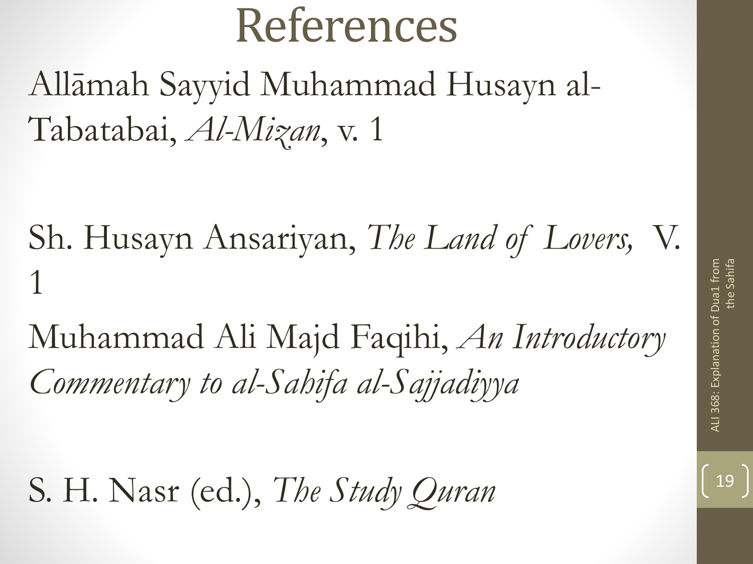# References

Allāmah Sayyid Muhammad Husayn al-Tabatabai, *Al-Mizan*, v. 1

Sh. Husayn Ansariyan, *The Land of Lovers,* V. 1

Muhammad Ali Majd Faqihi, *An Introductory Commentary to al-Sahifa al-Sajjadiyya*

S. H. Nasr (ed.), *The Study Quran*